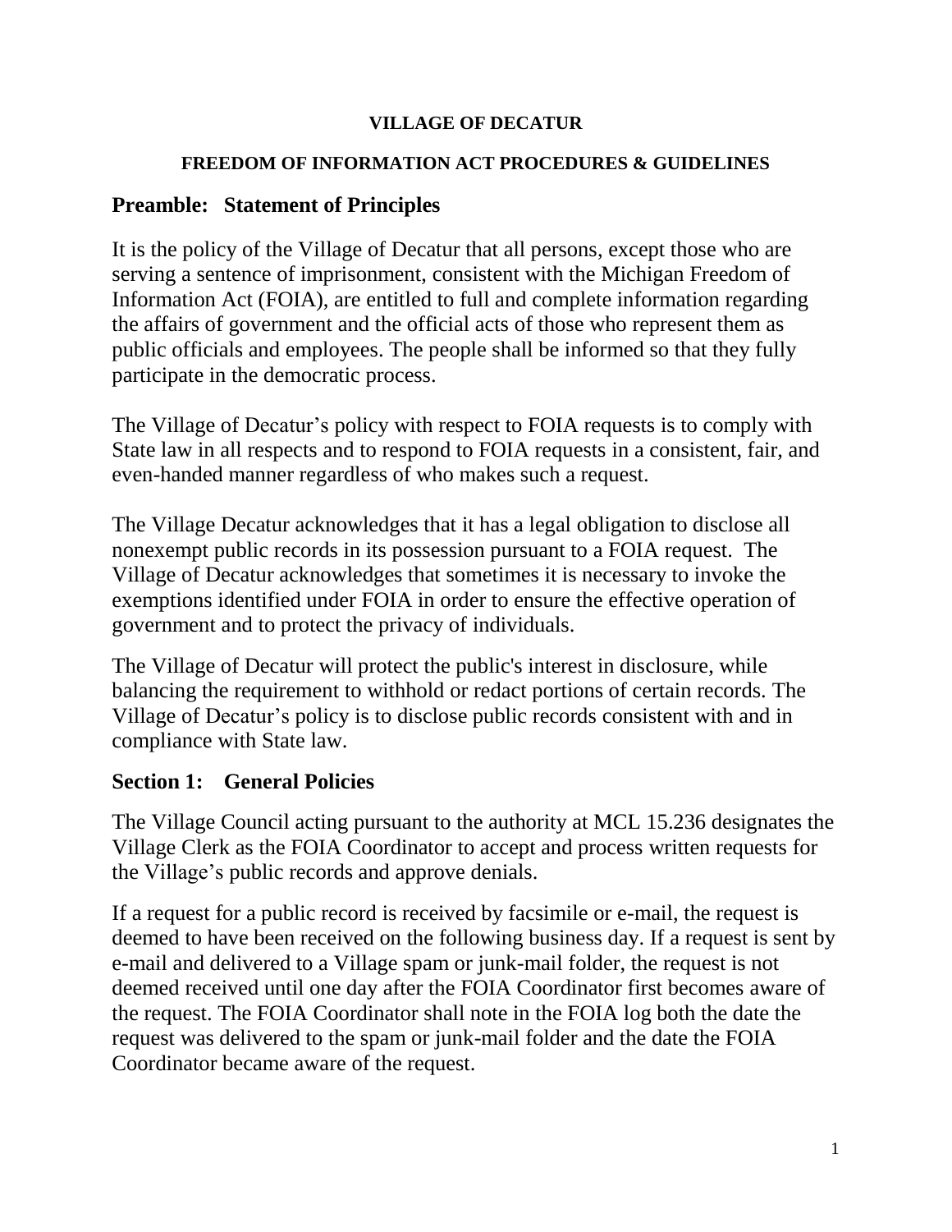**VILLAGE OF DECATUR**

**FREEDOM OF INFORMATION ACT PROCEDURES & GUIDELINES**

## Preamble: Statement of Principles

It is the policy of the Village of Decatur that all persons, except those who are serving a sentence of imprisonment, consistent with the Michigan Freedom of Information Act (FOIA), are entitled to full and complete information regarding the affairs of government and the official acts of those who represent them as public officials and employees. The people shall be informed so that they fully participate in the democratic process.

The Village of Decatur's policy with respect to FOIA requests is to comply with State law in all respects and to respond to FOIA requests in a consistent, fair, and even-handed manner regardless of who makes such a request.

The Village Decatur acknowledges that it has a legal obligation to disclose all nonexempt public records in its possession pursuant to a FOIA request. The Village of Decatur acknowledges that sometimes it is necessary to invoke the exemptions identified under FOIA in order to ensure the effective operation of government and to protect the privacy of individuals.

The Village of Decatur will protect the public's interest in disclosure, while balancing the requirement to withhold or redact portions of certain records. The Village of Decatur's policy is to disclose public records consistent with and in compliance with State law.

## Section 1: General Policies

The Village Council acting pursuant to the authority at MCL 15.236 designates the Village Clerk as the FOIA Coordinator to accept and process written requests for the Village's public records and approve denials.

If a request for a public record is received by facsimile or e-mail, the request is deemed to have been received on the following business day. If a request is sent by e-mail and delivered to a Village spam or junk-mail folder, the request is not deemed received until one day after the FOIA Coordinator first becomes aware of the request. The FOIA Coordinator shall note in the FOIA log both the date the request was delivered to the spam or junk-mail folder and the date the FOIA Coordinator became aware of the request.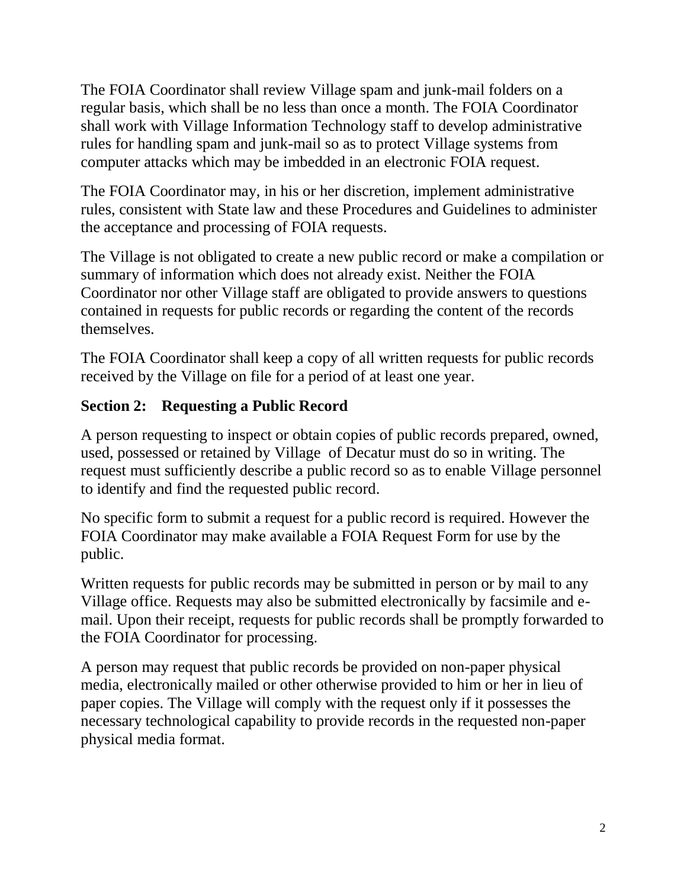The FOIA Coordinator shall review Village spam and junk-mail folders on a regular basis, which shall be no less than once a month. The FOIA Coordinator shall work with Village Information Technology staff to develop administrative rules for handling spam and junk-mail so as to protect Village systems from computer attacks which may be imbedded in an electronic FOIA request.

The FOIA Coordinator may, in his or her discretion, implement administrative rules, consistent with State law and these Procedures and Guidelines to administer the acceptance and processing of FOIA requests.

The Village is not obligated to create a new public record or make a compilation or summary of information which does not already exist. Neither the FOIA Coordinator nor other Village staff are obligated to provide answers to questions contained in requests for public records or regarding the content of the records themselves.

The FOIA Coordinator shall keep a copy of all written requests for public records received by the Village on file for a period of at least one year.

## Section 2: Requesting a Public Record

A person requesting to inspect or obtain copies of public records prepared, owned, used, possessed or retained by Village of Decatur must do so in writing. The request must sufficiently describe a public record so as to enable Village personnel to identify and find the requested public record.

No specific form to submit a request for a public record is required. However the FOIA Coordinator may make available a FOIA Request Form for use by the public.

Written requests for public records may be submitted in person or by mail to any Village office. Requests may also be submitted electronically by facsimile and e-mail. Upon their receipt, requests for public records shall be promptly forwarded to the FOIA Coordinator for processing.

A person may request that public records be provided on non-paper physical media, electronically mailed or other otherwise provided to him or her in lieu of paper copies. The Village will comply with the request only if it possesses the necessary technological capability to provide records in the requested non-paper physical media format.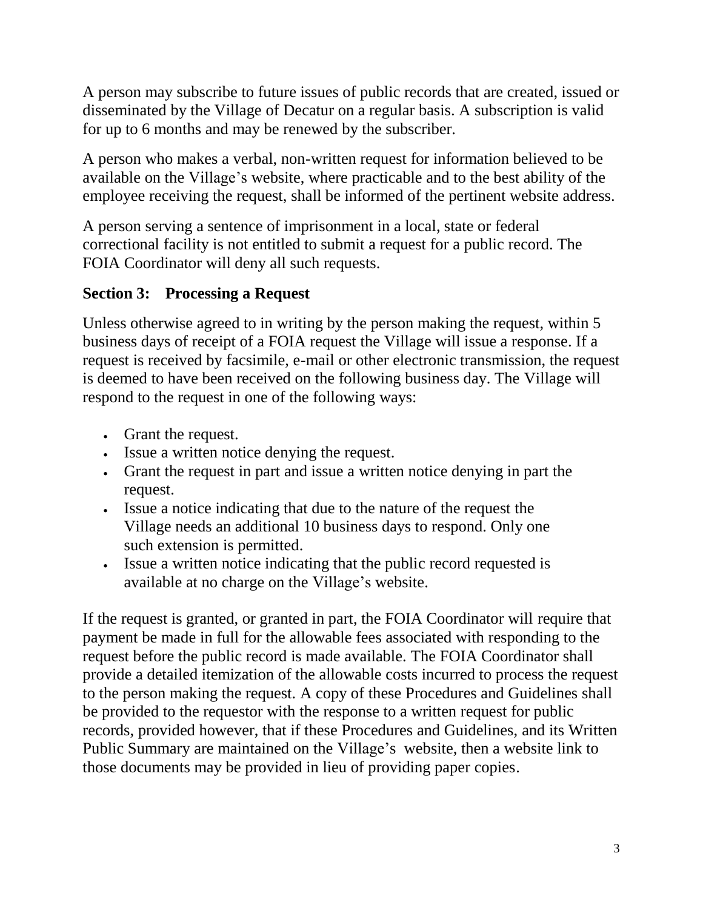A person may subscribe to future issues of public records that are created, issued or disseminated by the Village of Decatur on a regular basis. A subscription is valid for up to 6 months and may be renewed by the subscriber.

A person who makes a verbal, non-written request for information believed to be available on the Village's website, where practicable and to the best ability of the employee receiving the request, shall be informed of the pertinent website address.

A person serving a sentence of imprisonment in a local, state or federal correctional facility is not entitled to submit a request for a public record. The FOIA Coordinator will deny all such requests.

### Section 3: Processing a Request

Unless otherwise agreed to in writing by the person making the request, within 5 business days of receipt of a FOIA request the Village will issue a response. If a request is received by facsimile, e-mail or other electronic transmission, the request is deemed to have been received on the following business day. The Village will respond to the request in one of the following ways:

- Grant the request.
- Issue a written notice denying the request.
- Grant the request in part and issue a written notice denying in part the request.
- Issue a notice indicating that due to the nature of the request the Village needs an additional 10 business days to respond. Only one such extension is permitted.
- Issue a written notice indicating that the public record requested is available at no charge on the Village's website.

If the request is granted, or granted in part, the FOIA Coordinator will require that payment be made in full for the allowable fees associated with responding to the request before the public record is made available. The FOIA Coordinator shall provide a detailed itemization of the allowable costs incurred to process the request to the person making the request. A copy of these Procedures and Guidelines shall be provided to the requestor with the response to a written request for public records, provided however, that if these Procedures and Guidelines, and its Written Public Summary are maintained on the Village's website, then a website link to those documents may be provided in lieu of providing paper copies.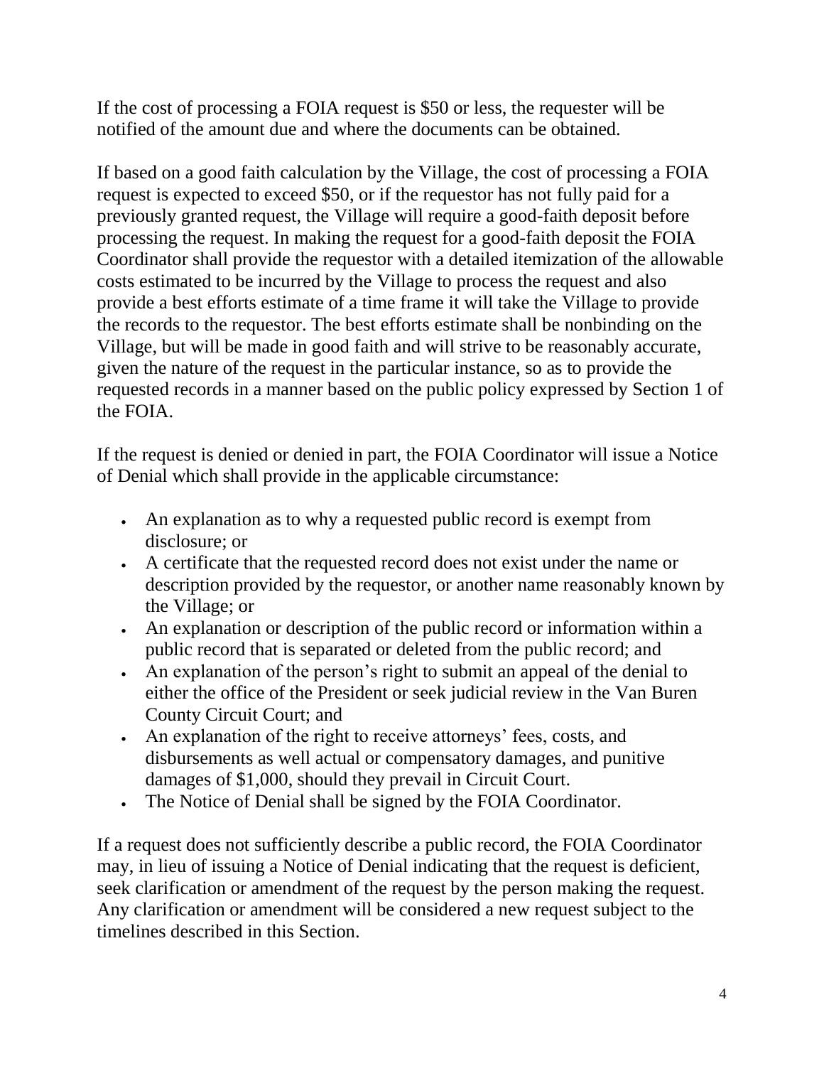If the cost of processing a FOIA request is $50 or less, the requester will be notified of the amount due and where the documents can be obtained.

If based on a good faith calculation by the Village, the cost of processing a FOIA request is expected to exceed $50, or if the requestor has not fully paid for a previously granted request, the Village will require a good-faith deposit before processing the request. In making the request for a good-faith deposit the FOIA Coordinator shall provide the requestor with a detailed itemization of the allowable costs estimated to be incurred by the Village to process the request and also provide a best efforts estimate of a time frame it will take the Village to provide the records to the requestor. The best efforts estimate shall be nonbinding on the Village, but will be made in good faith and will strive to be reasonably accurate, given the nature of the request in the particular instance, so as to provide the requested records in a manner based on the public policy expressed by Section 1 of the FOIA.

If the request is denied or denied in part, the FOIA Coordinator will issue a Notice of Denial which shall provide in the applicable circumstance:

- An explanation as to why a requested public record is exempt from disclosure; or
- A certificate that the requested record does not exist under the name or description provided by the requestor, or another name reasonably known by the Village; or
- An explanation or description of the public record or information within a public record that is separated or deleted from the public record; and
- An explanation of the person's right to submit an appeal of the denial to either the office of the President or seek judicial review in the Van Buren County Circuit Court; and
- An explanation of the right to receive attorneys' fees, costs, and disbursements as well actual or compensatory damages, and punitive damages of $1,000, should they prevail in Circuit Court.
- The Notice of Denial shall be signed by the FOIA Coordinator.

If a request does not sufficiently describe a public record, the FOIA Coordinator may, in lieu of issuing a Notice of Denial indicating that the request is deficient, seek clarification or amendment of the request by the person making the request. Any clarification or amendment will be considered a new request subject to the timelines described in this Section.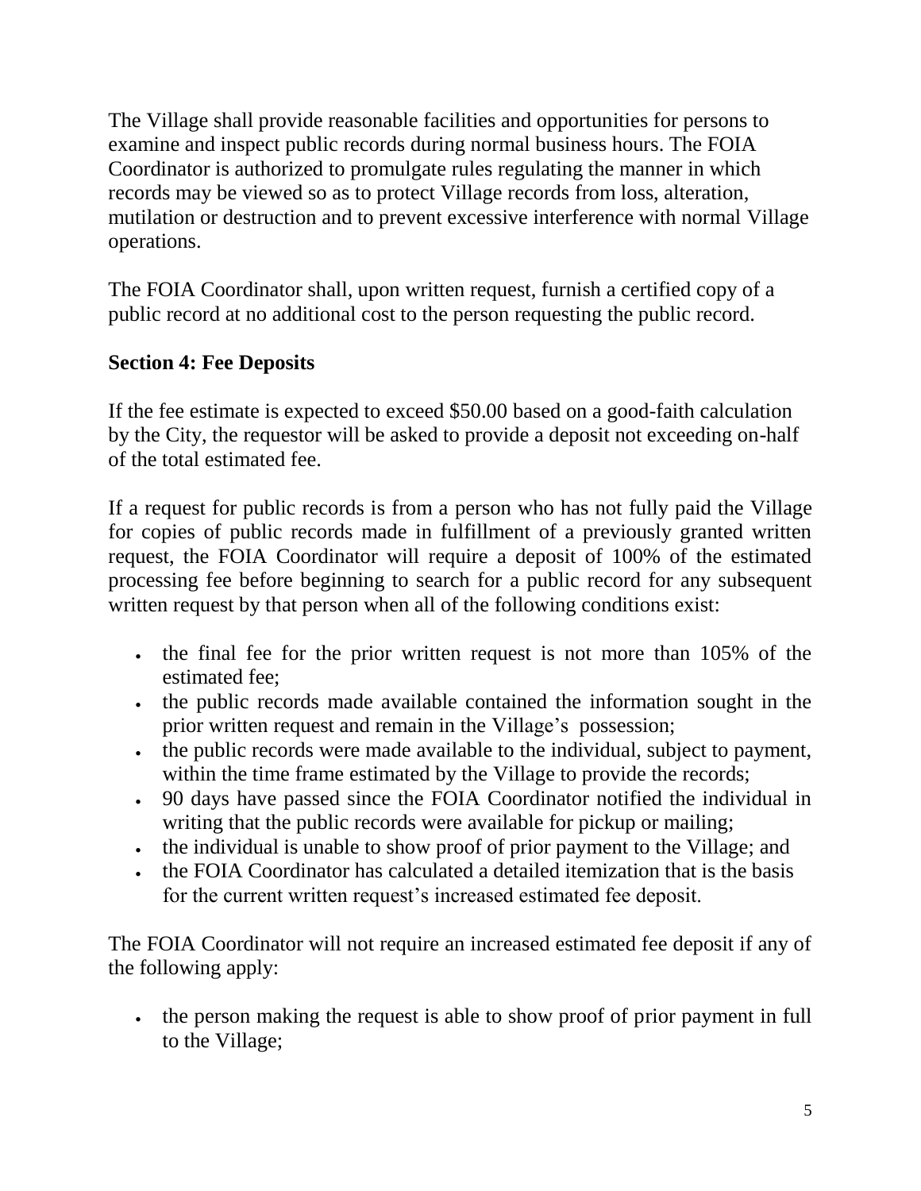The Village shall provide reasonable facilities and opportunities for persons to examine and inspect public records during normal business hours. The FOIA Coordinator is authorized to promulgate rules regulating the manner in which records may be viewed so as to protect Village records from loss, alteration, mutilation or destruction and to prevent excessive interference with normal Village operations.

The FOIA Coordinator shall, upon written request, furnish a certified copy of a public record at no additional cost to the person requesting the public record.

## Section 4: Fee Deposits

If the fee estimate is expected to exceed $50.00 based on a good-faith calculation by the City, the requestor will be asked to provide a deposit not exceeding on-half of the total estimated fee.

If a request for public records is from a person who has not fully paid the Village for copies of public records made in fulfillment of a previously granted written request, the FOIA Coordinator will require a deposit of 100% of the estimated processing fee before beginning to search for a public record for any subsequent written request by that person when all of the following conditions exist:

- the final fee for the prior written request is not more than 105% of the estimated fee;
- the public records made available contained the information sought in the prior written request and remain in the Village's possession;
- the public records were made available to the individual, subject to payment, within the time frame estimated by the Village to provide the records;
- 90 days have passed since the FOIA Coordinator notified the individual in writing that the public records were available for pickup or mailing;
- the individual is unable to show proof of prior payment to the Village; and
- the FOIA Coordinator has calculated a detailed itemization that is the basis for the current written request's increased estimated fee deposit.

The FOIA Coordinator will not require an increased estimated fee deposit if any of the following apply:

- the person making the request is able to show proof of prior payment in full to the Village;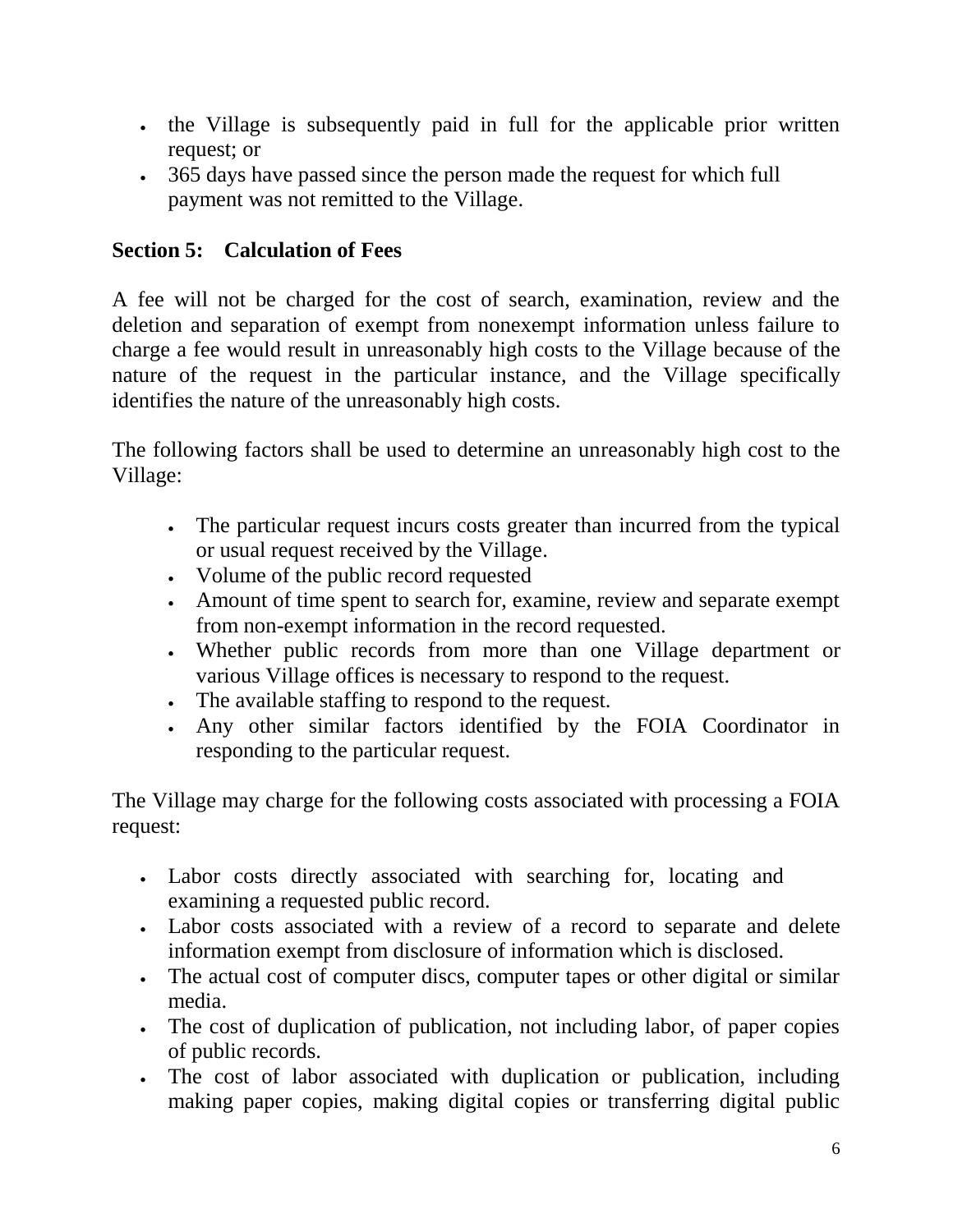- the Village is subsequently paid in full for the applicable prior written request; or
- 365 days have passed since the person made the request for which full payment was not remitted to the Village.

### Section 5: Calculation of Fees

A fee will not be charged for the cost of search, examination, review and the deletion and separation of exempt from nonexempt information unless failure to charge a fee would result in unreasonably high costs to the Village because of the nature of the request in the particular instance, and the Village specifically identifies the nature of the unreasonably high costs.

The following factors shall be used to determine an unreasonably high cost to the Village:

- The particular request incurs costs greater than incurred from the typical or usual request received by the Village.
- Volume of the public record requested
- Amount of time spent to search for, examine, review and separate exempt from non-exempt information in the record requested.
- Whether public records from more than one Village department or various Village offices is necessary to respond to the request.
- The available staffing to respond to the request.
- Any other similar factors identified by the FOIA Coordinator in responding to the particular request.

The Village may charge for the following costs associated with processing a FOIA request:

- Labor costs directly associated with searching for, locating and examining a requested public record.
- Labor costs associated with a review of a record to separate and delete information exempt from disclosure of information which is disclosed.
- The actual cost of computer discs, computer tapes or other digital or similar media.
- The cost of duplication of publication, not including labor, of paper copies of public records.
- The cost of labor associated with duplication or publication, including making paper copies, making digital copies or transferring digital public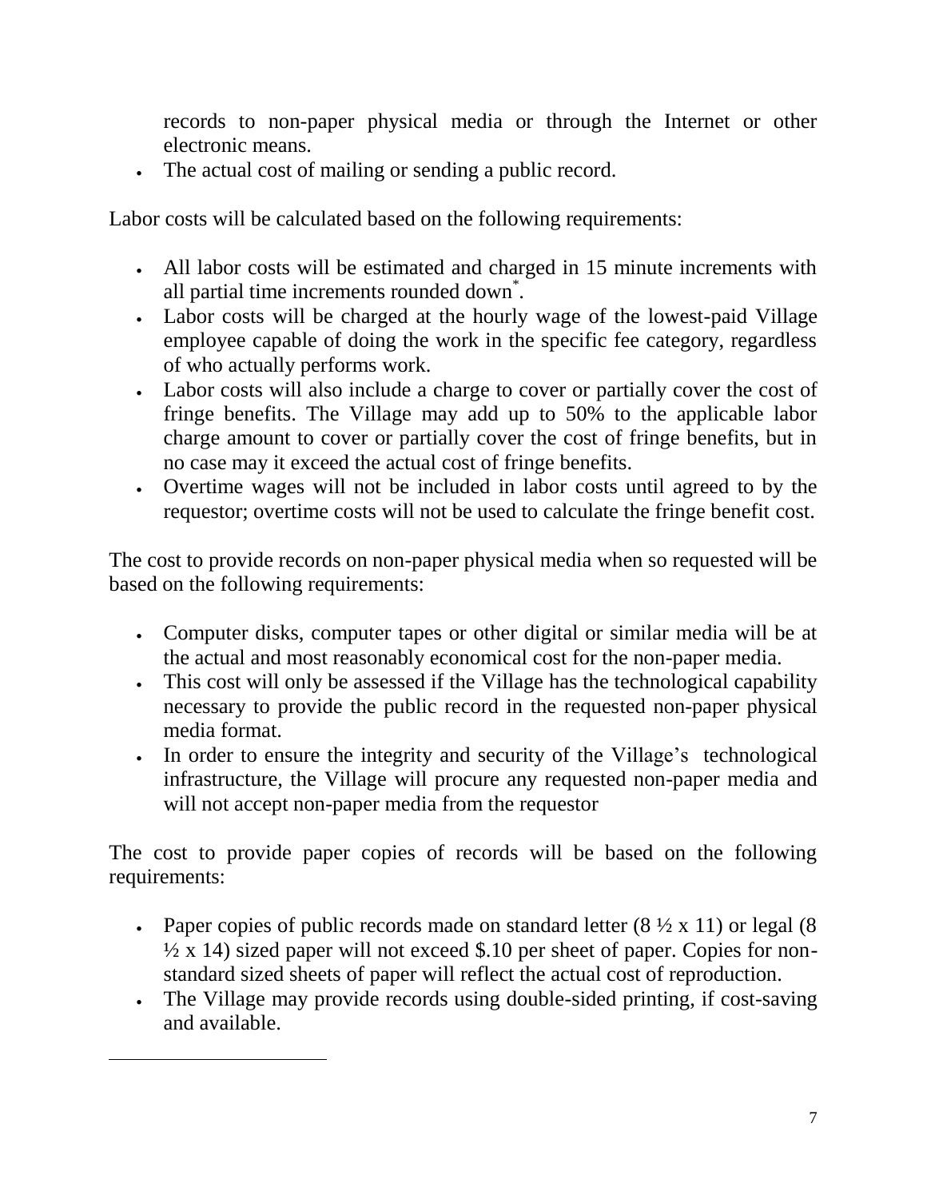records to non-paper physical media or through the Internet or other electronic means.

- The actual cost of mailing or sending a public record.

Labor costs will be calculated based on the following requirements:

- All labor costs will be estimated and charged in 15 minute increments with all partial time increments rounded down[*].
- Labor costs will be charged at the hourly wage of the lowest-paid Village employee capable of doing the work in the specific fee category, regardless of who actually performs work.
- Labor costs will also include a charge to cover or partially cover the cost of fringe benefits. The Village may add up to 50% to the applicable labor charge amount to cover or partially cover the cost of fringe benefits, but in no case may it exceed the actual cost of fringe benefits.
- Overtime wages will not be included in labor costs until agreed to by the requestor; overtime costs will not be used to calculate the fringe benefit cost.

The cost to provide records on non-paper physical media when so requested will be based on the following requirements:

- Computer disks, computer tapes or other digital or similar media will be at the actual and most reasonably economical cost for the non-paper media.
- This cost will only be assessed if the Village has the technological capability necessary to provide the public record in the requested non-paper physical media format.
- In order to ensure the integrity and security of the Village's technological infrastructure, the Village will procure any requested non-paper media and will not accept non-paper media from the requestor

The cost to provide paper copies of records will be based on the following requirements:

- Paper copies of public records made on standard letter (8 ½ x 11) or legal (8 ½ x 14) sized paper will not exceed \$.10 per sheet of paper. Copies for non-standard sized sheets of paper will reflect the actual cost of reproduction.
- The Village may provide records using double-sided printing, if cost-saving and available.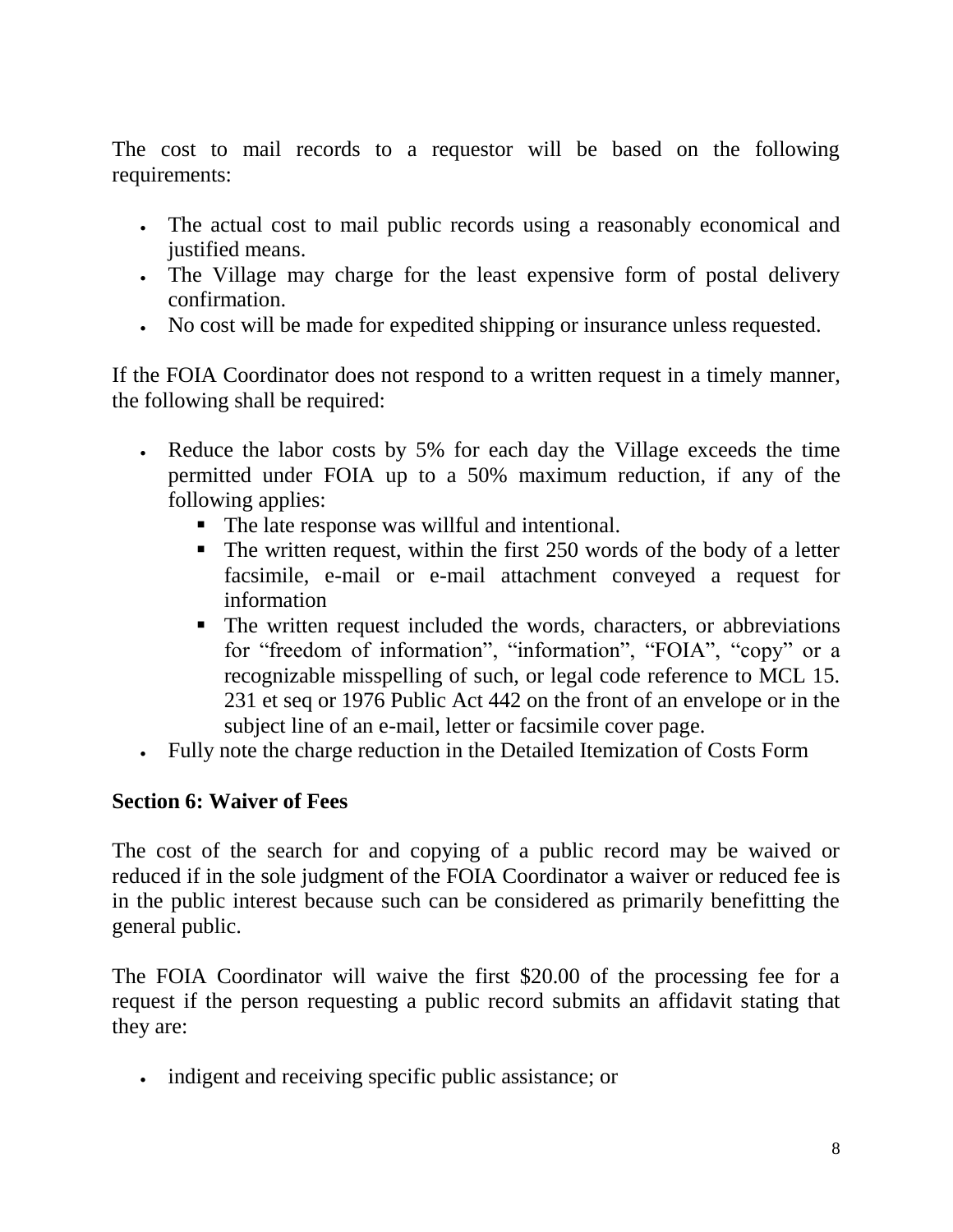The cost to mail records to a requestor will be based on the following requirements:

- The actual cost to mail public records using a reasonably economical and justified means.
- The Village may charge for the least expensive form of postal delivery confirmation.
- No cost will be made for expedited shipping or insurance unless requested.

If the FOIA Coordinator does not respond to a written request in a timely manner, the following shall be required:

- Reduce the labor costs by 5% for each day the Village exceeds the time permitted under FOIA up to a 50% maximum reduction, if any of the following applies:
  - The late response was willful and intentional.
  - The written request, within the first 250 words of the body of a letter facsimile, e-mail or e-mail attachment conveyed a request for information
  - The written request included the words, characters, or abbreviations for "freedom of information", "information", "FOIA", "copy" or a recognizable misspelling of such, or legal code reference to MCL 15. 231 et seq or 1976 Public Act 442 on the front of an envelope or in the subject line of an e-mail, letter or facsimile cover page.
- Fully note the charge reduction in the Detailed Itemization of Costs Form

**Section 6: Waiver of Fees**

The cost of the search for and copying of a public record may be waived or reduced if in the sole judgment of the FOIA Coordinator a waiver or reduced fee is in the public interest because such can be considered as primarily benefitting the general public.

The FOIA Coordinator will waive the first $20.00 of the processing fee for a request if the person requesting a public record submits an affidavit stating that they are:

- indigent and receiving specific public assistance; or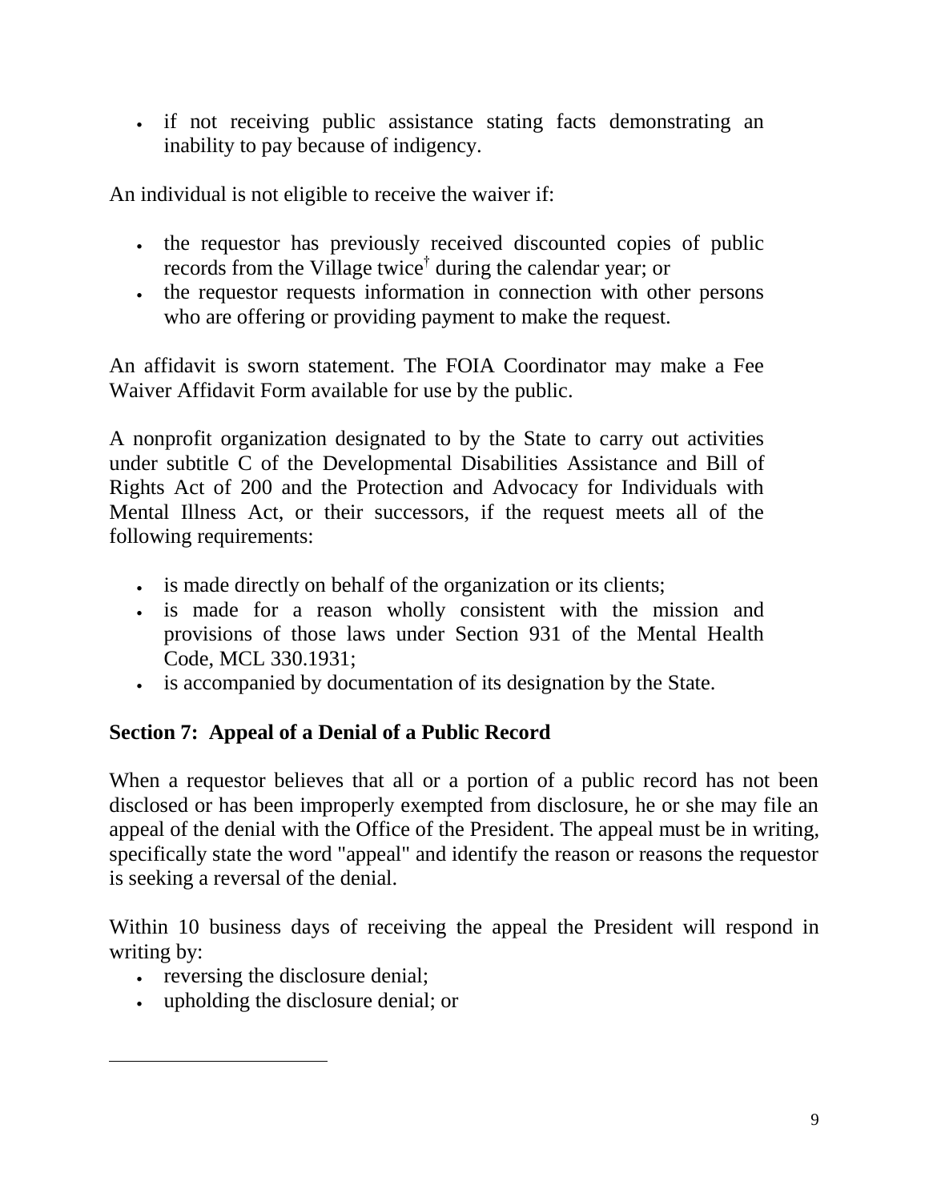- if not receiving public assistance stating facts demonstrating an inability to pay because of indigency.

An individual is not eligible to receive the waiver if:

- the requestor has previously received discounted copies of public records from the Village twice[†] during the calendar year; or
- the requestor requests information in connection with other persons who are offering or providing payment to make the request.

An affidavit is sworn statement. The FOIA Coordinator may make a Fee Waiver Affidavit Form available for use by the public.

A nonprofit organization designated to by the State to carry out activities under subtitle C of the Developmental Disabilities Assistance and Bill of Rights Act of 200 and the Protection and Advocacy for Individuals with Mental Illness Act, or their successors, if the request meets all of the following requirements:

- is made directly on behalf of the organization or its clients;
- is made for a reason wholly consistent with the mission and provisions of those laws under Section 931 of the Mental Health Code, MCL 330.1931;
- is accompanied by documentation of its designation by the State.

**Section 7: Appeal of a Denial of a Public Record**

When a requestor believes that all or a portion of a public record has not been disclosed or has been improperly exempted from disclosure, he or she may file an appeal of the denial with the Office of the President. The appeal must be in writing, specifically state the word "appeal" and identify the reason or reasons the requestor is seeking a reversal of the denial.

Within 10 business days of receiving the appeal the President will respond in writing by:

- reversing the disclosure denial;
- upholding the disclosure denial; or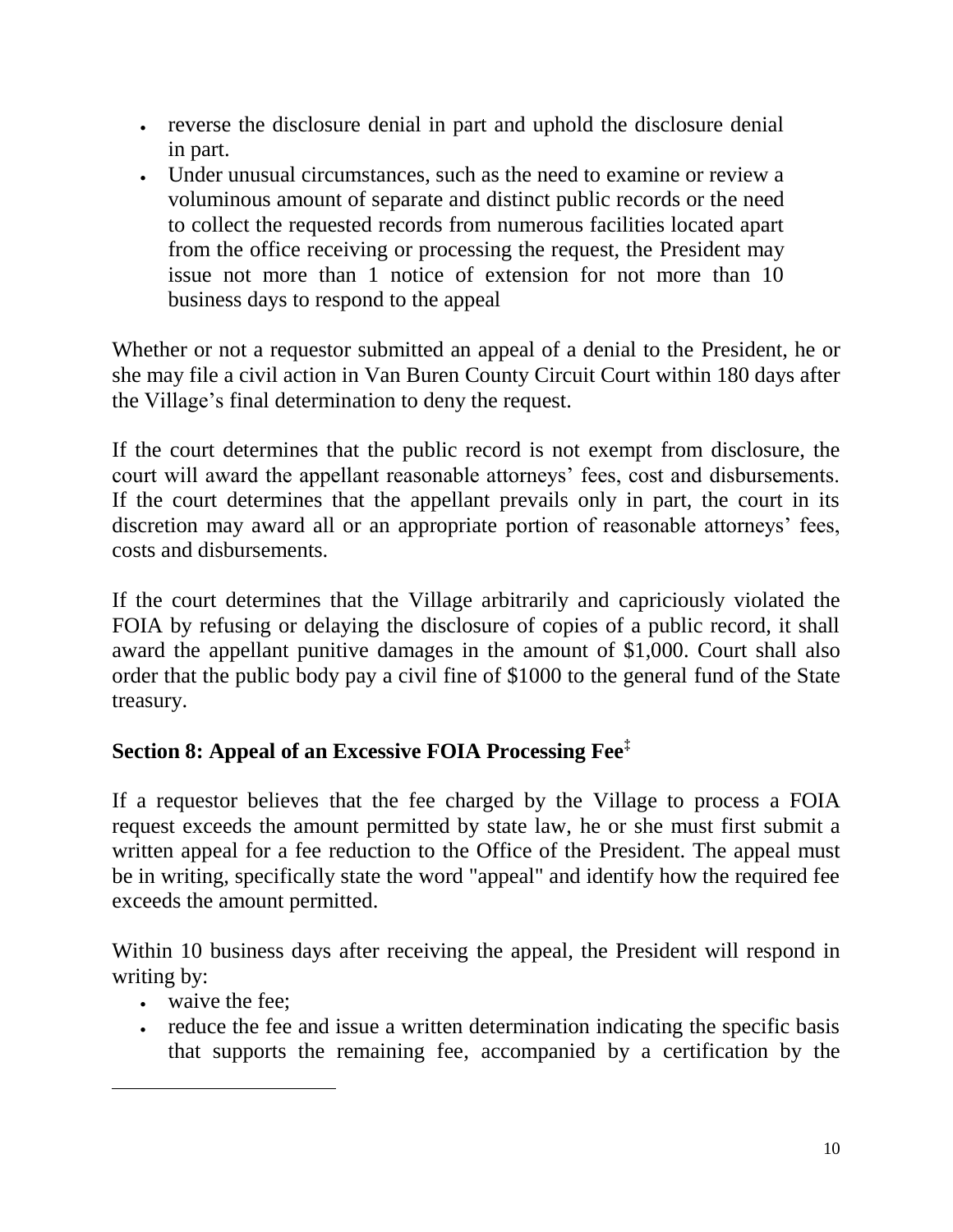- reverse the disclosure denial in part and uphold the disclosure denial in part.
- Under unusual circumstances, such as the need to examine or review a voluminous amount of separate and distinct public records or the need to collect the requested records from numerous facilities located apart from the office receiving or processing the request, the President may issue not more than 1 notice of extension for not more than 10 business days to respond to the appeal

Whether or not a requestor submitted an appeal of a denial to the President, he or she may file a civil action in Van Buren County Circuit Court within 180 days after the Village's final determination to deny the request.

If the court determines that the public record is not exempt from disclosure, the court will award the appellant reasonable attorneys' fees, cost and disbursements. If the court determines that the appellant prevails only in part, the court in its discretion may award all or an appropriate portion of reasonable attorneys' fees, costs and disbursements.

If the court determines that the Village arbitrarily and capriciously violated the FOIA by refusing or delaying the disclosure of copies of a public record, it shall award the appellant punitive damages in the amount of $1,000. Court shall also order that the public body pay a civil fine of $1000 to the general fund of the State treasury.

## Section 8: Appeal of an Excessive FOIA Processing Fee[‡]

If a requestor believes that the fee charged by the Village to process a FOIA request exceeds the amount permitted by state law, he or she must first submit a written appeal for a fee reduction to the Office of the President. The appeal must be in writing, specifically state the word "appeal" and identify how the required fee exceeds the amount permitted.

Within 10 business days after receiving the appeal, the President will respond in writing by:

- waive the fee;
- reduce the fee and issue a written determination indicating the specific basis that supports the remaining fee, accompanied by a certification by the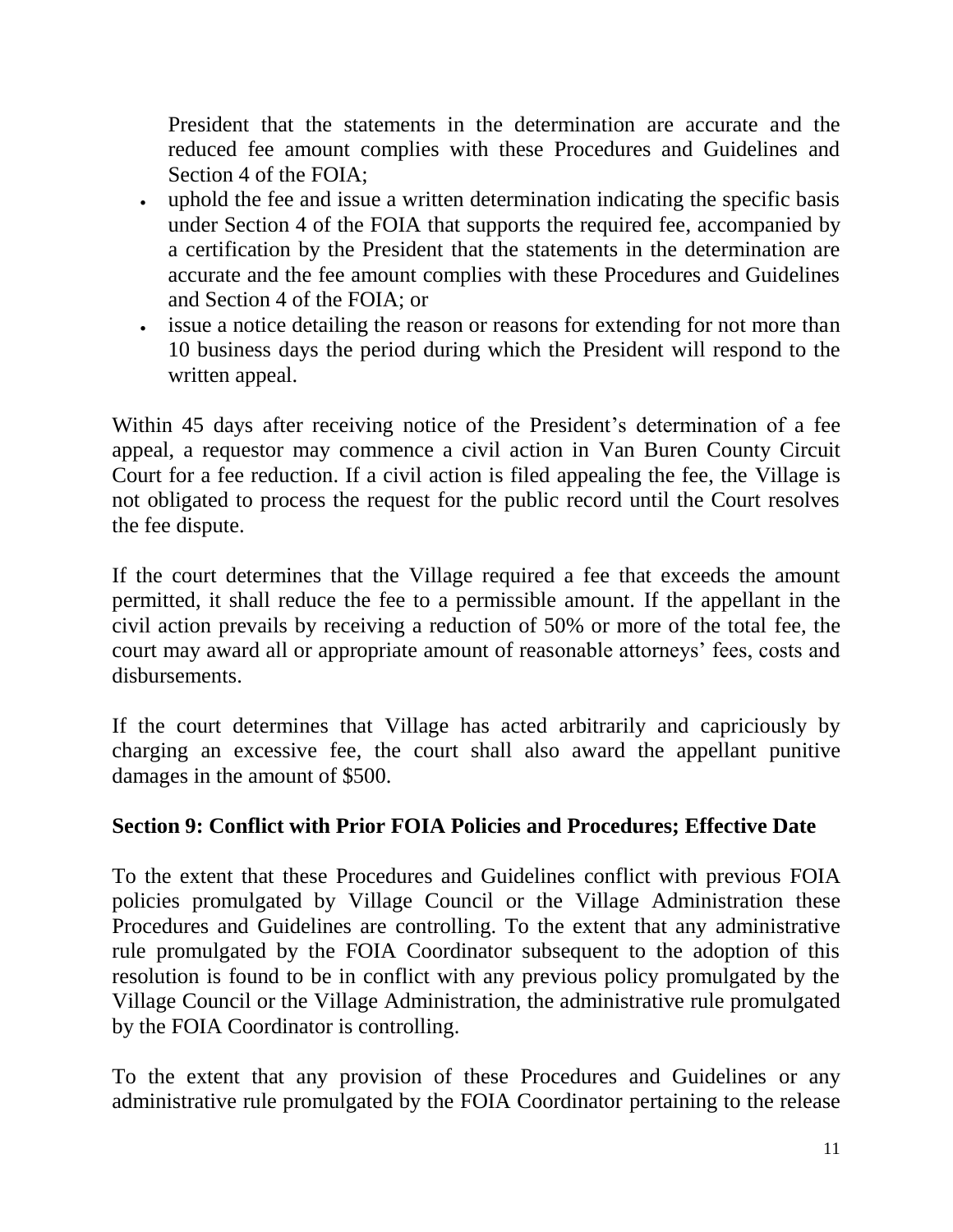President that the statements in the determination are accurate and the reduced fee amount complies with these Procedures and Guidelines and Section 4 of the FOIA;

- uphold the fee and issue a written determination indicating the specific basis under Section 4 of the FOIA that supports the required fee, accompanied by a certification by the President that the statements in the determination are accurate and the fee amount complies with these Procedures and Guidelines and Section 4 of the FOIA; or
- issue a notice detailing the reason or reasons for extending for not more than 10 business days the period during which the President will respond to the written appeal.

Within 45 days after receiving notice of the President's determination of a fee appeal, a requestor may commence a civil action in Van Buren County Circuit Court for a fee reduction. If a civil action is filed appealing the fee, the Village is not obligated to process the request for the public record until the Court resolves the fee dispute.

If the court determines that the Village required a fee that exceeds the amount permitted, it shall reduce the fee to a permissible amount. If the appellant in the civil action prevails by receiving a reduction of 50% or more of the total fee, the court may award all or appropriate amount of reasonable attorneys' fees, costs and disbursements.

If the court determines that Village has acted arbitrarily and capriciously by charging an excessive fee, the court shall also award the appellant punitive damages in the amount of $500.

## Section 9: Conflict with Prior FOIA Policies and Procedures; Effective Date

To the extent that these Procedures and Guidelines conflict with previous FOIA policies promulgated by Village Council or the Village Administration these Procedures and Guidelines are controlling. To the extent that any administrative rule promulgated by the FOIA Coordinator subsequent to the adoption of this resolution is found to be in conflict with any previous policy promulgated by the Village Council or the Village Administration, the administrative rule promulgated by the FOIA Coordinator is controlling.

To the extent that any provision of these Procedures and Guidelines or any administrative rule promulgated by the FOIA Coordinator pertaining to the release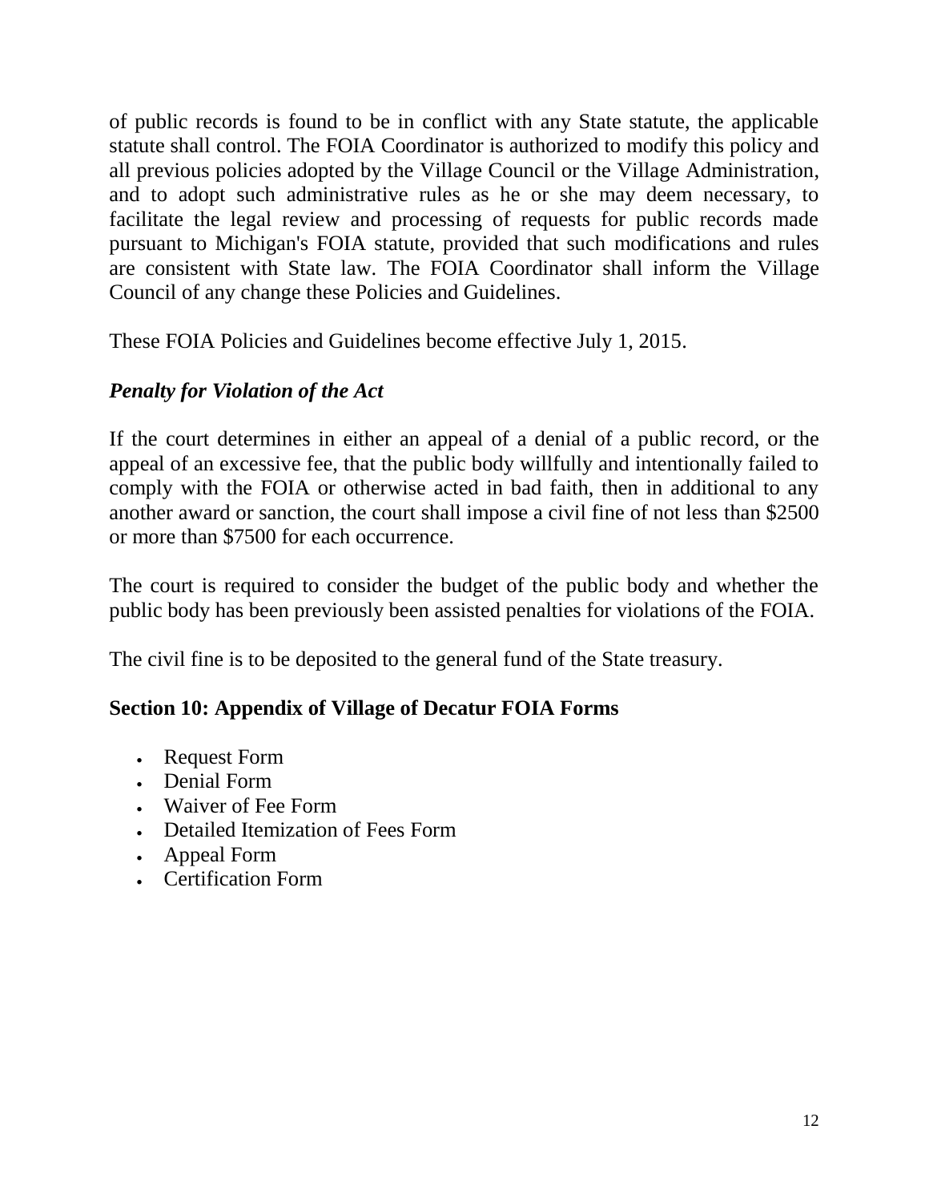of public records is found to be in conflict with any State statute, the applicable statute shall control. The FOIA Coordinator is authorized to modify this policy and all previous policies adopted by the Village Council or the Village Administration, and to adopt such administrative rules as he or she may deem necessary, to facilitate the legal review and processing of requests for public records made pursuant to Michigan's FOIA statute, provided that such modifications and rules are consistent with State law. The FOIA Coordinator shall inform the Village Council of any change these Policies and Guidelines.

These FOIA Policies and Guidelines become effective July 1, 2015.

### *Penalty for Violation of the Act*

If the court determines in either an appeal of a denial of a public record, or the appeal of an excessive fee, that the public body willfully and intentionally failed to comply with the FOIA or otherwise acted in bad faith, then in additional to any another award or sanction, the court shall impose a civil fine of not less than $2500 or more than $7500 for each occurrence.

The court is required to consider the budget of the public body and whether the public body has been previously been assisted penalties for violations of the FOIA.

The civil fine is to be deposited to the general fund of the State treasury.

## Section 10: Appendix of Village of Decatur FOIA Forms

- Request Form
- Denial Form
- Waiver of Fee Form
- Detailed Itemization of Fees Form
- Appeal Form
- Certification Form